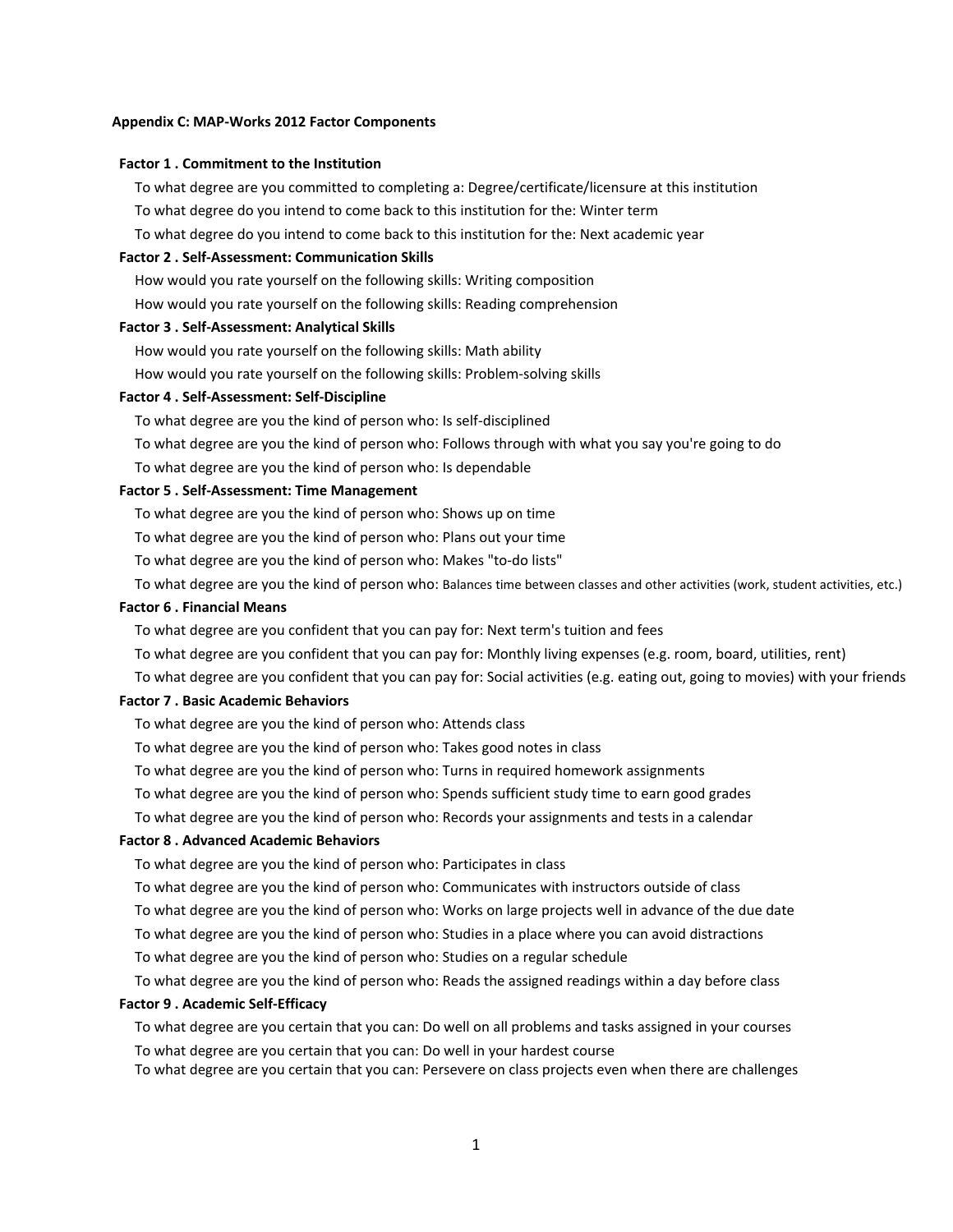## Appendix C: MAP-Works 2012 Factor Components

### Factor 1 . Commitment to the Institution

To what degree are you committed to completing a: Degree/certificate/licensure at this institution

To what degree do you intend to come back to this institution for the: Winter term

To what degree do you intend to come back to this institution for the: Next academic year

### Factor 2 . Self-Assessment: Communication Skills

How would you rate yourself on the following skills: Writing composition

How would you rate yourself on the following skills: Reading comprehension

### Factor 3 . Self-Assessment: Analytical Skills

How would you rate yourself on the following skills: Math ability

How would you rate yourself on the following skills: Problem-solving skills

### Factor 4 . Self-Assessment: Self-Discipline

To what degree are you the kind of person who: Is self-disciplined

To what degree are you the kind of person who: Follows through with what you say you're going to do

To what degree are you the kind of person who: Is dependable

### Factor 5 . Self-Assessment: Time Management

To what degree are you the kind of person who: Shows up on time

To what degree are you the kind of person who: Plans out your time

To what degree are you the kind of person who: Makes "to-do lists"

To what degree are you the kind of person who: Balances time between classes and other activities (work, student activities, etc.)

### Factor 6 . Financial Means

To what degree are you confident that you can pay for: Next term's tuition and fees

To what degree are you confident that you can pay for: Monthly living expenses (e.g. room, board, utilities, rent)

To what degree are you confident that you can pay for: Social activities (e.g. eating out, going to movies) with your friends

### Factor 7 . Basic Academic Behaviors

To what degree are you the kind of person who: Attends class

To what degree are you the kind of person who: Takes good notes in class

To what degree are you the kind of person who: Turns in required homework assignments

To what degree are you the kind of person who: Spends sufficient study time to earn good grades

To what degree are you the kind of person who: Records your assignments and tests in a calendar

### Factor 8 . Advanced Academic Behaviors

To what degree are you the kind of person who: Participates in class

To what degree are you the kind of person who: Communicates with instructors outside of class

To what degree are you the kind of person who: Works on large projects well in advance of the due date

To what degree are you the kind of person who: Studies in a place where you can avoid distractions

To what degree are you the kind of person who: Studies on a regular schedule

To what degree are you the kind of person who: Reads the assigned readings within a day before class

### Factor 9 . Academic Self-Efficacy

To what degree are you certain that you can: Do well on all problems and tasks assigned in your courses

To what degree are you certain that you can: Do well in your hardest course

To what degree are you certain that you can: Persevere on class projects even when there are challenges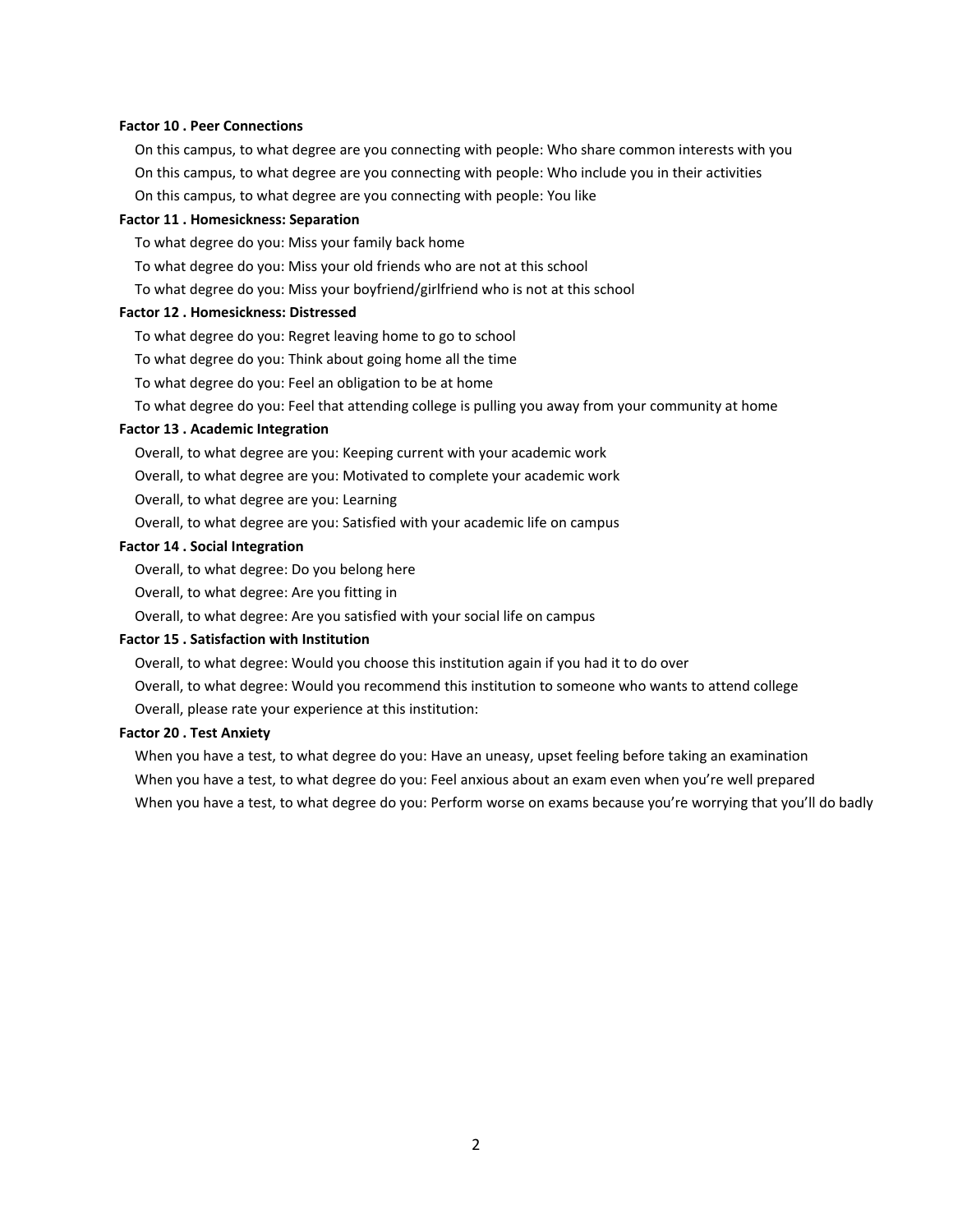**Factor 10 . Peer Connections**

On this campus, to what degree are you connecting with people: Who share common interests with you

On this campus, to what degree are you connecting with people: Who include you in their activities

On this campus, to what degree are you connecting with people: You like

**Factor 11 . Homesickness: Separation**

To what degree do you: Miss your family back home

To what degree do you: Miss your old friends who are not at this school

To what degree do you: Miss your boyfriend/girlfriend who is not at this school

**Factor 12 . Homesickness: Distressed**

To what degree do you: Regret leaving home to go to school

To what degree do you: Think about going home all the time

To what degree do you: Feel an obligation to be at home

To what degree do you: Feel that attending college is pulling you away from your community at home

**Factor 13 . Academic Integration**

Overall, to what degree are you: Keeping current with your academic work

Overall, to what degree are you: Motivated to complete your academic work

Overall, to what degree are you: Learning

Overall, to what degree are you: Satisfied with your academic life on campus

**Factor 14 . Social Integration**

Overall, to what degree: Do you belong here

Overall, to what degree: Are you fitting in

Overall, to what degree: Are you satisfied with your social life on campus

**Factor 15 . Satisfaction with Institution**

Overall, to what degree: Would you choose this institution again if you had it to do over

Overall, to what degree: Would you recommend this institution to someone who wants to attend college

Overall, please rate your experience at this institution:

**Factor 20 . Test Anxiety**

When you have a test, to what degree do you: Have an uneasy, upset feeling before taking an examination

When you have a test, to what degree do you: Feel anxious about an exam even when you're well prepared

When you have a test, to what degree do you: Perform worse on exams because you're worrying that you'll do badly